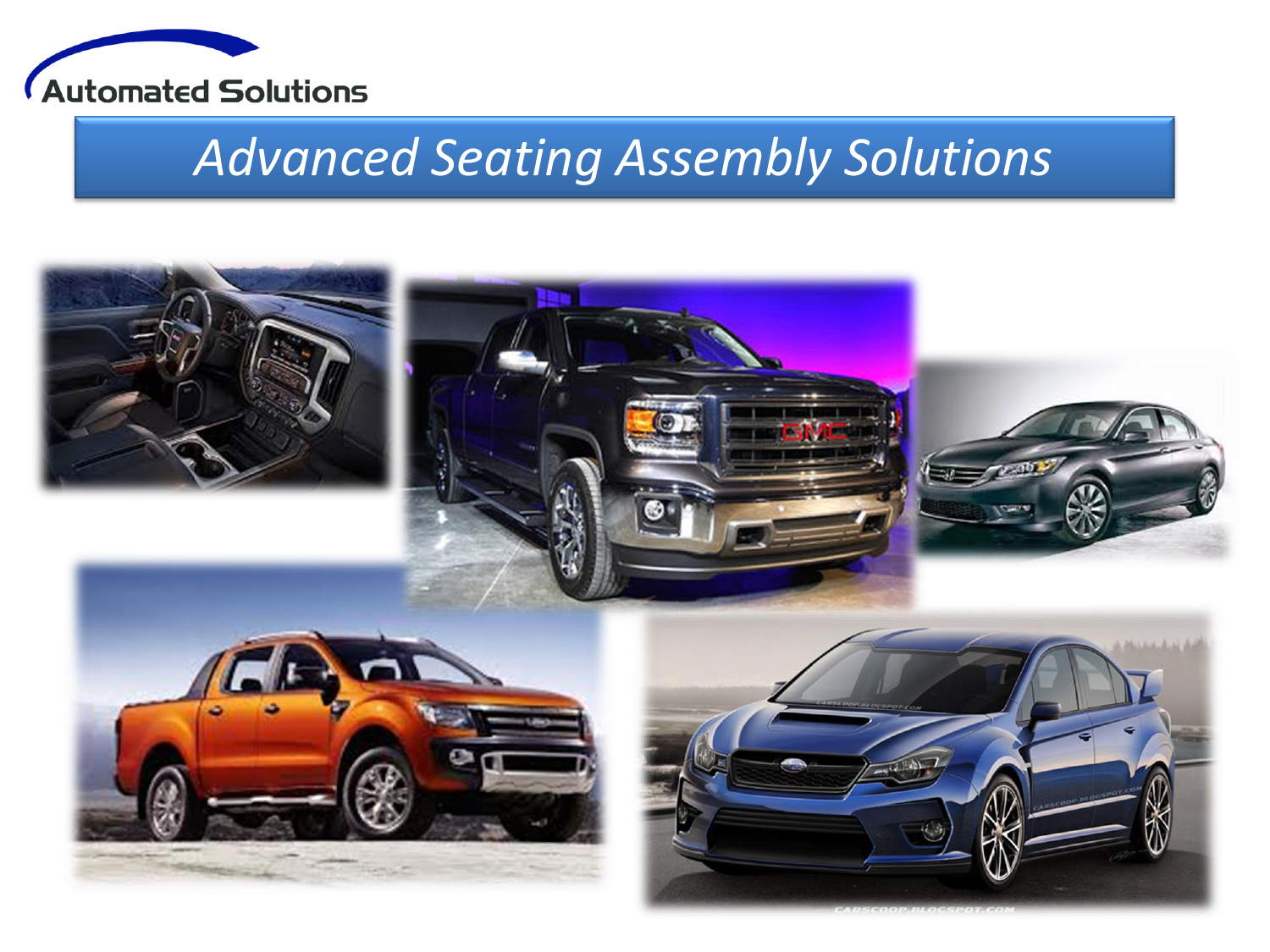Automated Solutions

# *Advanced Seating Assembly Solutions*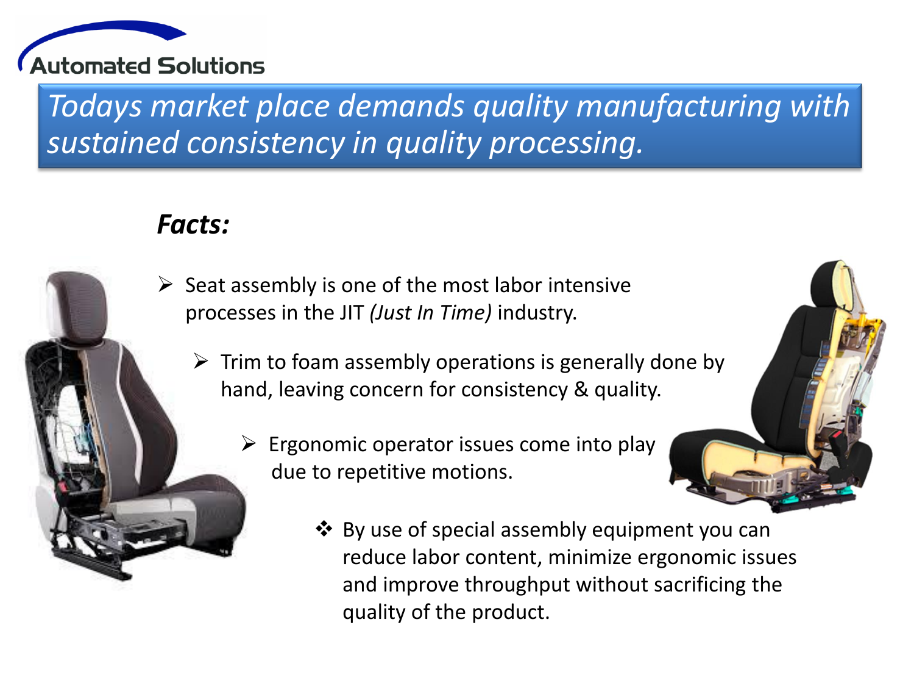**Automated Solutions**

# *Todays market place demands quality manufacturing with sustained consistency in quality processing.*

## *Facts:*

- Seat assembly is one of the most labor intensive processes in the JIT *(Just In Time)* industry.
  - Trim to foam assembly operations is generally done by hand, leaving concern for consistency & quality.
    - Ergonomic operator issues come into play due to repetitive motions.
      - By use of special assembly equipment you can reduce labor content, minimize ergonomic issues and improve throughput without sacrificing the quality of the product.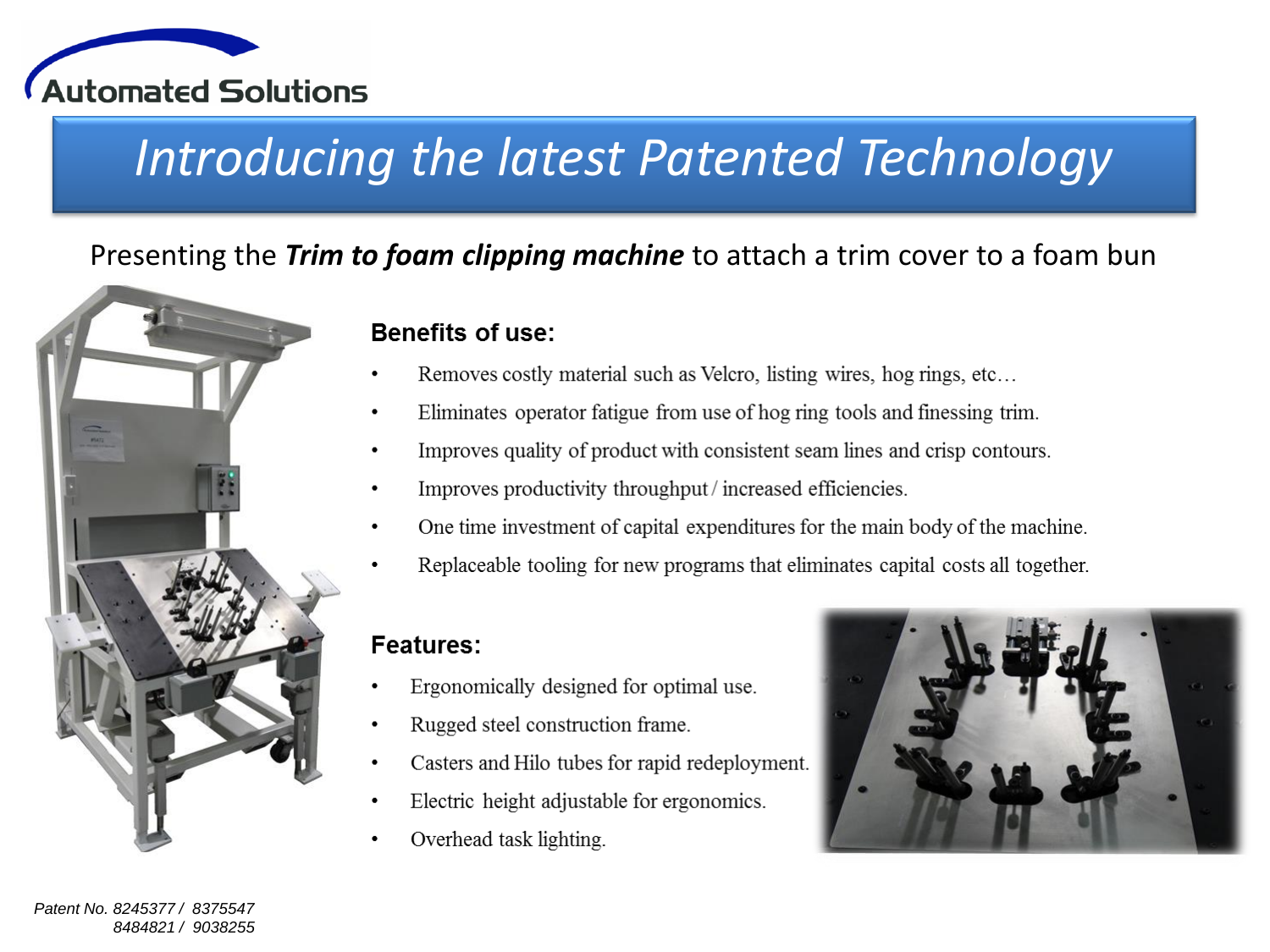Automated Solutions

# *Introducing the latest Patented Technology*

Presenting the ***Trim to foam clipping machine*** to attach a trim cover to a foam bun

### Benefits of use:

- Removes costly material such as Velcro, listing wires, hog rings, etc…
- Eliminates operator fatigue from use of hog ring tools and finessing trim.
- Improves quality of product with consistent seam lines and crisp contours.
- Improves productivity throughput / increased efficiencies.
- One time investment of capital expenditures for the main body of the machine.
- Replaceable tooling for new programs that eliminates capital costs all together.

### Features:

- Ergonomically designed for optimal use.
- Rugged steel construction frame.
- Casters and Hilo tubes for rapid redeployment.
- Electric height adjustable for ergonomics.
- Overhead task lighting.

*Patent No. 8245377 / 8375547*
*8484821 / 9038255*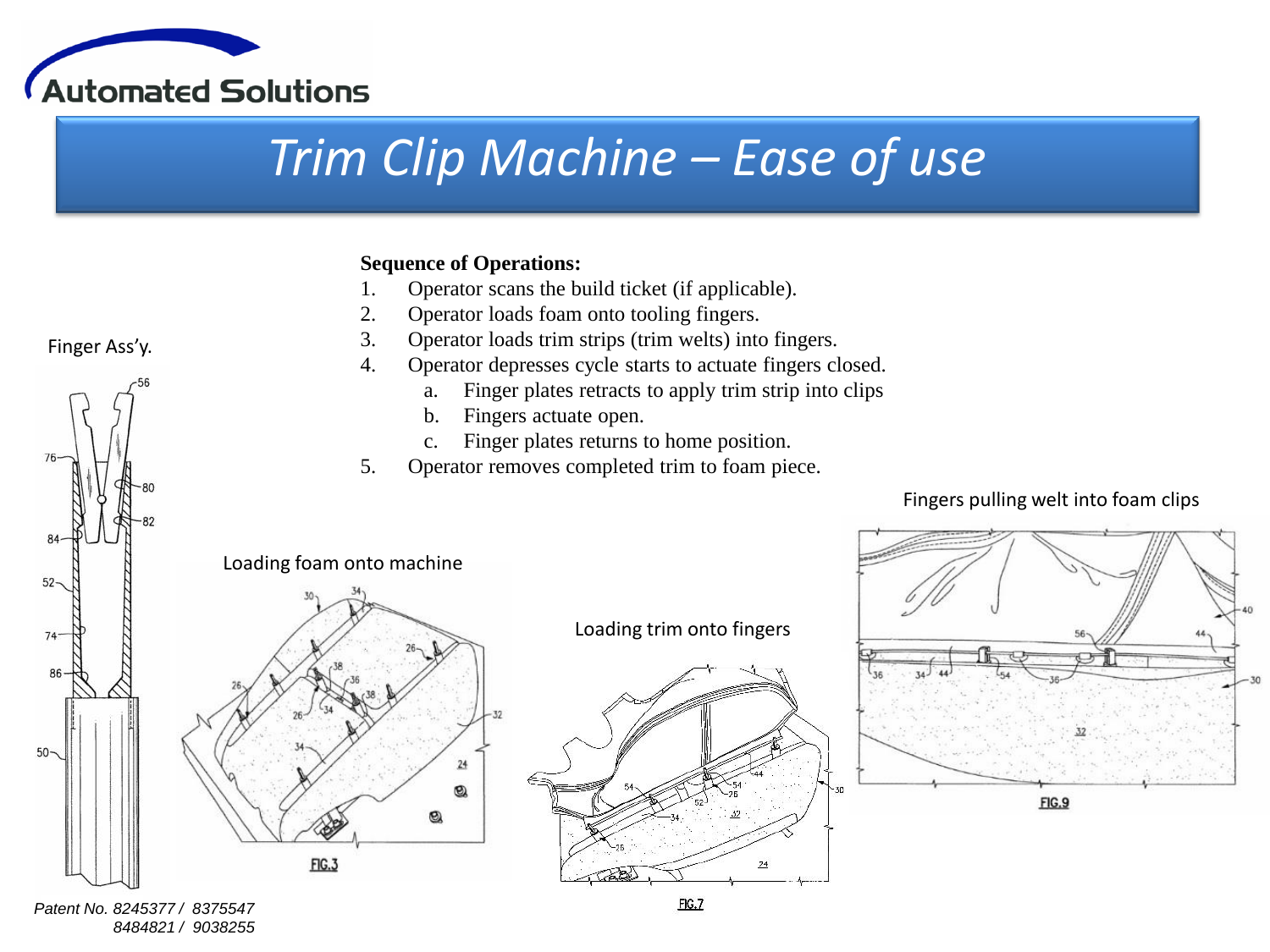# Trim Clip Machine – Ease of use

**Sequence of Operations:**

1. Operator scans the build ticket (if applicable).
2. Operator loads foam onto tooling fingers.
3. Operator loads trim strips (trim welts) into fingers.
4. Operator depresses cycle starts to actuate fingers closed.
   a. Finger plates retracts to apply trim strip into clips
   b. Fingers actuate open.
   c. Finger plates returns to home position.
5. Operator removes completed trim to foam piece.

Finger Ass'y.

Loading foam onto machine

Loading trim onto fingers

Fingers pulling welt into foam clips

*Patent No. 8245377 / 8375547*
*8484821 / 9038255*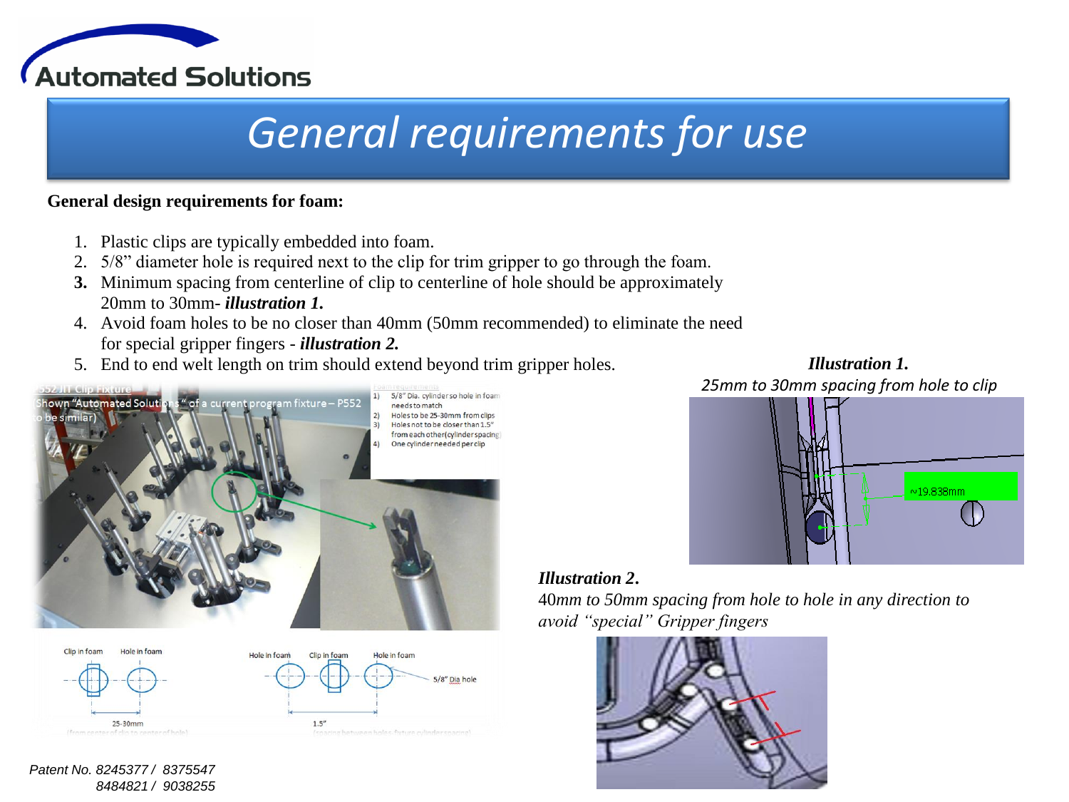# General requirements for use

**General design requirements for foam:**

1. Plastic clips are typically embedded into foam.
2. 5/8" diameter hole is required next to the clip for trim gripper to go through the foam.
3. Minimum spacing from centerline of clip to centerline of hole should be approximately 20mm to 30mm- ***illustration 1.***
4. Avoid foam holes to be no closer than 40mm (50mm recommended) to eliminate the need for special gripper fingers - ***illustration 2.***
5. End to end welt length on trim should extend beyond trim gripper holes.

***Illustration 1.***

*25mm to 30mm spacing from hole to clip*

***Illustration 2.***

*40mm to 50mm spacing from hole to hole in any direction to avoid "special" Gripper fingers*

*Patent No. 8245377 / 8375547*
*8484821 / 9038255*